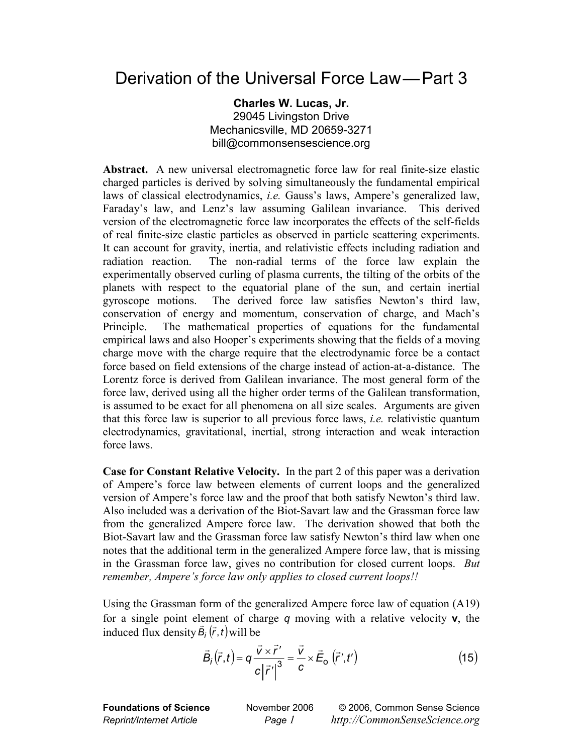# Derivation of the Universal Force Law—Part 3

**Charles W. Lucas, Jr.**
29045 Livingston Drive
Mechanicsville, MD 20659-3271
bill@commonsensescience.org

**Abstract.** A new universal electromagnetic force law for real finite-size elastic charged particles is derived by solving simultaneously the fundamental empirical laws of classical electrodynamics, *i.e.* Gauss's laws, Ampere's generalized law, Faraday's law, and Lenz's law assuming Galilean invariance. This derived version of the electromagnetic force law incorporates the effects of the self-fields of real finite-size elastic particles as observed in particle scattering experiments. It can account for gravity, inertia, and relativistic effects including radiation and radiation reaction. The non-radial terms of the force law explain the experimentally observed curling of plasma currents, the tilting of the orbits of the planets with respect to the equatorial plane of the sun, and certain inertial gyroscope motions. The derived force law satisfies Newton's third law, conservation of energy and momentum, conservation of charge, and Mach's Principle. The mathematical properties of equations for the fundamental empirical laws and also Hooper's experiments showing that the fields of a moving charge move with the charge require that the electrodynamic force be a contact force based on field extensions of the charge instead of action-at-a-distance. The Lorentz force is derived from Galilean invariance. The most general form of the force law, derived using all the higher order terms of the Galilean transformation, is assumed to be exact for all phenomena on all size scales. Arguments are given that this force law is superior to all previous force laws, *i.e.* relativistic quantum electrodynamics, gravitational, inertial, strong interaction and weak interaction force laws.

**Case for Constant Relative Velocity.** In the part 2 of this paper was a derivation of Ampere's force law between elements of current loops and the generalized version of Ampere's force law and the proof that both satisfy Newton's third law. Also included was a derivation of the Biot-Savart law and the Grassman force law from the generalized Ampere force law. The derivation showed that both the Biot-Savart law and the Grassman force law satisfy Newton's third law when one notes that the additional term in the generalized Ampere force law, that is missing in the Grassman force law, gives no contribution for closed current loops. *But remember, Ampere's force law only applies to closed current loops!!*

Using the Grassman form of the generalized Ampere force law of equation (A19) for a single point element of charge $q$ moving with a relative velocity **v**, the induced flux density $\vec{B}_i(\vec{r},t)$ will be

$$\vec{B}_i(\vec{r},t) = q\frac{\vec{v}\times\vec{r}'}{c\left|\vec{r}'\right|^3} = \frac{\vec{v}}{c}\times\vec{E}_o(\vec{r}',t') \tag{15}$$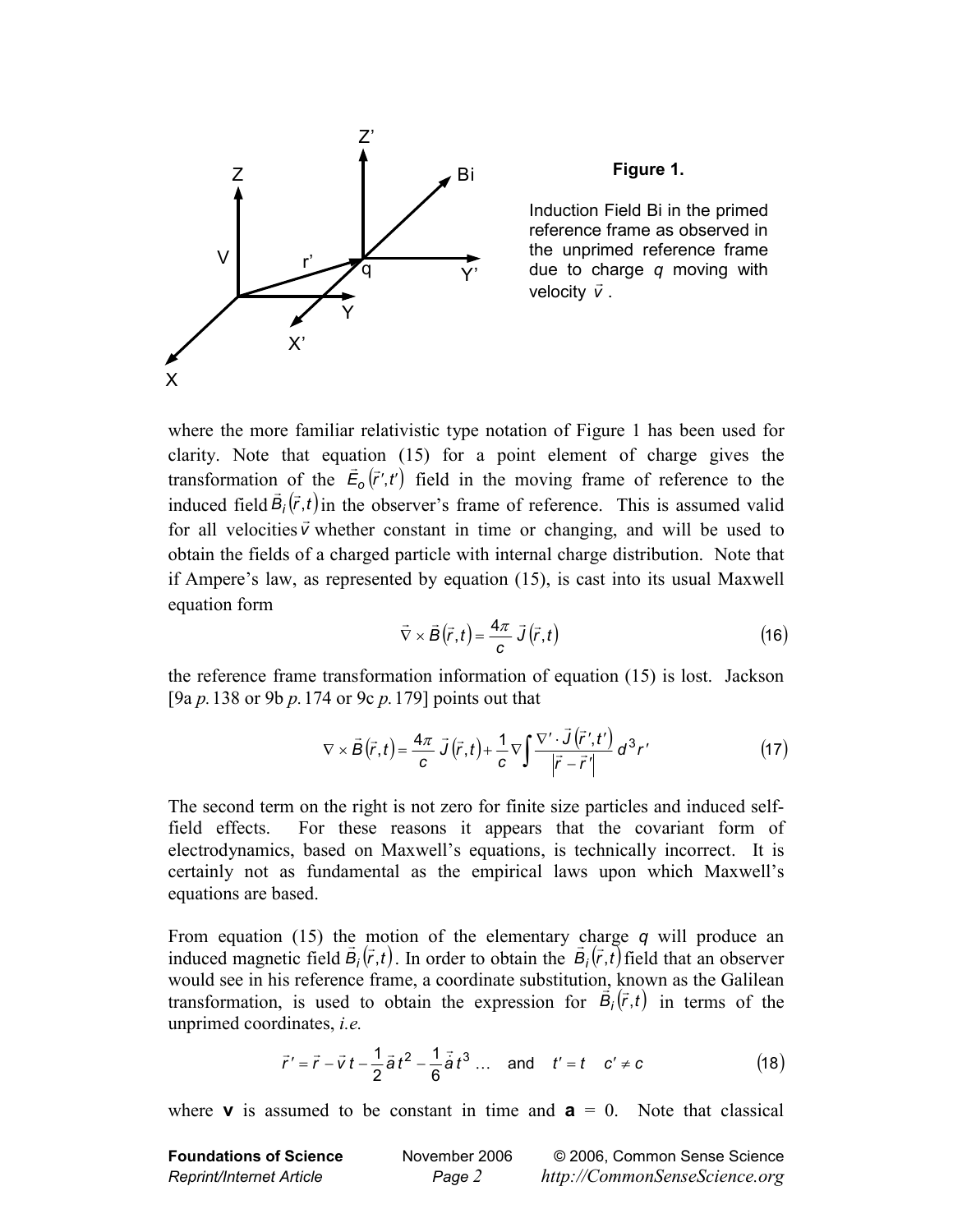**Figure 1.**

Induction Field Bi in the primed reference frame as observed in the unprimed reference frame due to charge $q$ moving with velocity $\vec{v}$.

where the more familiar relativistic type notation of Figure 1 has been used for clarity. Note that equation (15) for a point element of charge gives the transformation of the $\vec{E}_o(\vec{r}',t')$ field in the moving frame of reference to the induced field $\vec{B}_i(\vec{r},t)$ in the observer's frame of reference. This is assumed valid for all velocities $\vec{v}$ whether constant in time or changing, and will be used to obtain the fields of a charged particle with internal charge distribution. Note that if Ampere's law, as represented by equation (15), is cast into its usual Maxwell equation form

$$\vec{\nabla} \times \vec{B}(\vec{r},t) = \frac{4\pi}{c}\,\vec{J}(\vec{r},t) \tag{16}$$

the reference frame transformation information of equation (15) is lost. Jackson [9a *p.* 138 or 9b *p.* 174 or 9c *p.* 179] points out that

$$\nabla \times \vec{B}(\vec{r},t) = \frac{4\pi}{c}\,\vec{J}(\vec{r},t) + \frac{1}{c}\nabla \int \frac{\nabla' \cdot \vec{J}(\vec{r}',t')}{|\vec{r}-\vec{r}'|}\,d^3r' \tag{17}$$

The second term on the right is not zero for finite size particles and induced self-field effects. For these reasons it appears that the covariant form of electrodynamics, based on Maxwell's equations, is technically incorrect. It is certainly not as fundamental as the empirical laws upon which Maxwell's equations are based.

From equation (15) the motion of the elementary charge $q$ will produce an induced magnetic field $\vec{B}_i(\vec{r},t)$. In order to obtain the $\vec{B}_i(\vec{r},t)$ field that an observer would see in his reference frame, a coordinate substitution, known as the Galilean transformation, is used to obtain the expression for $\vec{B}_i(\vec{r},t)$ in terms of the unprimed coordinates, *i.e.*

$$\vec{r}\,' = \vec{r} - \vec{v}\,t - \frac{1}{2}\vec{a}\,t^2 - \frac{1}{6}\dot{\vec{a}}\,t^3 \ \ldots \quad \text{and} \quad t' = t \quad c' \neq c \tag{18}$$

where **v** is assumed to be constant in time and **a** = 0. Note that classical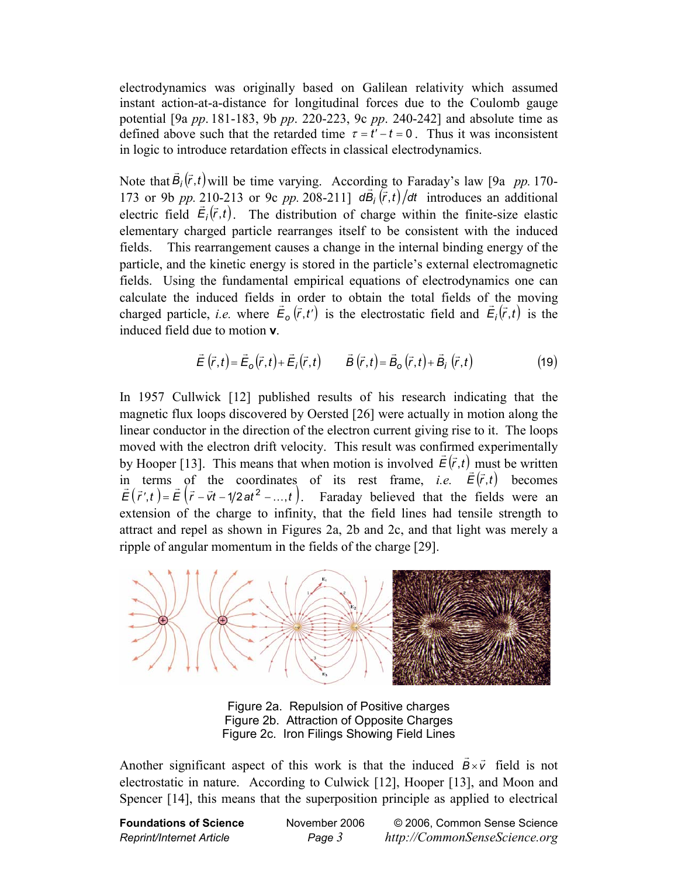electrodynamics was originally based on Galilean relativity which assumed instant action-at-a-distance for longitudinal forces due to the Coulomb gauge potential [9a *pp.* 181-183, 9b *pp.* 220-223, 9c *pp.* 240-242] and absolute time as defined above such that the retarded time $\tau = t' - t = 0$. Thus it was inconsistent in logic to introduce retardation effects in classical electrodynamics.

Note that $\vec{B}_i(\vec{r},t)$ will be time varying. According to Faraday's law [9a *pp.* 170-173 or 9b *pp.* 210-213 or 9c *pp.* 208-211] $d\vec{B}_i(\vec{r},t)/dt$ introduces an additional electric field $\vec{E}_i(\vec{r},t)$. The distribution of charge within the finite-size elastic elementary charged particle rearranges itself to be consistent with the induced fields. This rearrangement causes a change in the internal binding energy of the particle, and the kinetic energy is stored in the particle's external electromagnetic fields. Using the fundamental empirical equations of electrodynamics one can calculate the induced fields in order to obtain the total fields of the moving charged particle, *i.e.* where $\vec{E}_o(\vec{r},t')$ is the electrostatic field and $\vec{E}_i(\vec{r},t)$ is the induced field due to motion **v**.

$$\vec{E}(\vec{r},t) = \vec{E}_o(\vec{r},t) + \vec{E}_i(\vec{r},t) \qquad \vec{B}(\vec{r},t) = \vec{B}_o(\vec{r},t) + \vec{B}_i(\vec{r},t) \tag{19}$$

In 1957 Cullwick [12] published results of his research indicating that the magnetic flux loops discovered by Oersted [26] were actually in motion along the linear conductor in the direction of the electron current giving rise to it. The loops moved with the electron drift velocity. This result was confirmed experimentally by Hooper [13]. This means that when motion is involved $\vec{E}(\vec{r},t)$ must be written in terms of the coordinates of its rest frame, *i.e.* $\vec{E}(\vec{r},t)$ becomes $\vec{E}(\vec{r}\,',t) = \vec{E}(\vec{r} - \vec{v}t - 1/2\,at^2 - \ldots, t)$. Faraday believed that the fields were an extension of the charge to infinity, that the field lines had tensile strength to attract and repel as shown in Figures 2a, 2b and 2c, and that light was merely a ripple of angular momentum in the fields of the charge [29].

Figure 2a. Repulsion of Positive charges
Figure 2b. Attraction of Opposite Charges
Figure 2c. Iron Filings Showing Field Lines

Another significant aspect of this work is that the induced $\vec{B} \times \vec{v}$ field is not electrostatic in nature. According to Culwick [12], Hooper [13], and Moon and Spencer [14], this means that the superposition principle as applied to electrical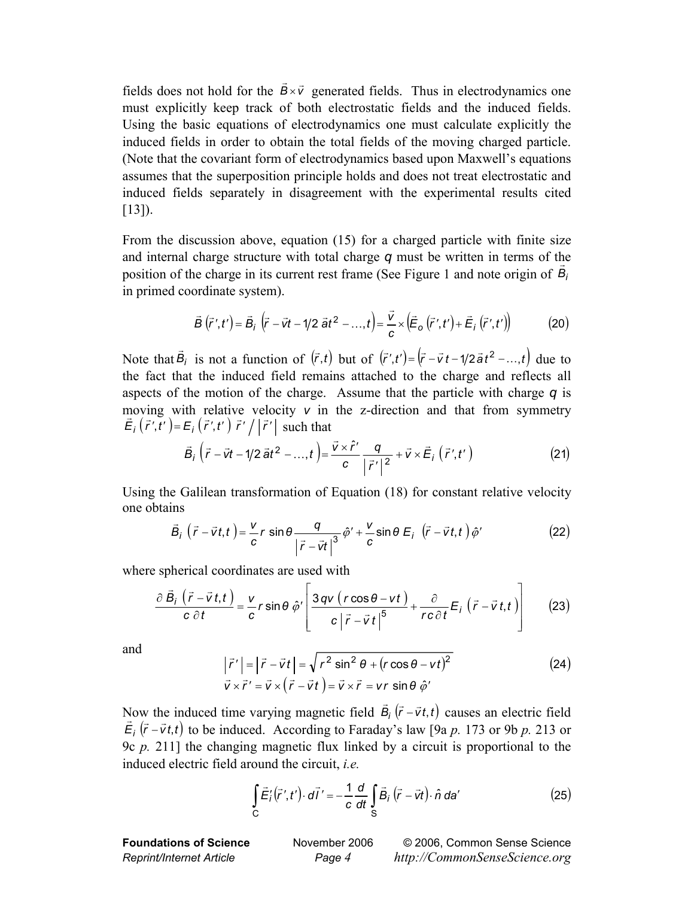fields does not hold for the $\vec{B} \times \vec{v}$ generated fields. Thus in electrodynamics one must explicitly keep track of both electrostatic fields and the induced fields. Using the basic equations of electrodynamics one must calculate explicitly the induced fields in order to obtain the total fields of the moving charged particle. (Note that the covariant form of electrodynamics based upon Maxwell's equations assumes that the superposition principle holds and does not treat electrostatic and induced fields separately in disagreement with the experimental results cited [13]).

From the discussion above, equation (15) for a charged particle with finite size and internal charge structure with total charge $q$ must be written in terms of the position of the charge in its current rest frame (See Figure 1 and note origin of $\vec{B}_i$ in primed coordinate system).

$$\vec{B}\left(\vec{r}\,',t'\right) = \vec{B}_i\left(\vec{r} - \vec{v}t - 1/2\,\vec{a}t^2 - \ldots, t\right) = \frac{\vec{v}}{c} \times \left(\vec{E}_o\left(\vec{r}\,',t'\right) + \vec{E}_i\left(\vec{r}\,',t'\right)\right) \tag{20}$$

Note that $\vec{B}_i$ is not a function of $\left(\vec{r},t\right)$ but of $\left(\vec{r}\,',t'\right) = \left(\vec{r} - \vec{v}\,t - 1/2\,\vec{a}\,t^2 - \ldots, t\right)$ due to the fact that the induced field remains attached to the charge and reflects all aspects of the motion of the charge. Assume that the particle with charge $q$ is moving with relative velocity $v$ in the z-direction and that from symmetry $\vec{E}_i\left(\vec{r}\,',t'\right) = E_i\left(\vec{r}\,',t'\right)\,\vec{r}\,'/\left|\vec{r}\,'\right|$ such that

$$\vec{B}_i\left(\vec{r} - \vec{v}t - 1/2\,\vec{a}t^2 - \ldots, t\right) = \frac{\vec{v} \times \hat{r}'}{c}\frac{q}{\left|\vec{r}\,'\right|^2} + \vec{v} \times \vec{E}_i\left(\vec{r}\,',t'\right) \tag{21}$$

Using the Galilean transformation of Equation (18) for constant relative velocity one obtains

$$\vec{B}_i\left(\vec{r} - \vec{v}t, t\right) = \frac{v}{c} r \sin\theta \frac{q}{\left|\vec{r} - \vec{v}t\right|^3}\hat{\varphi}' + \frac{v}{c}\sin\theta\, E_i\left(\vec{r} - \vec{v}t, t\right)\hat{\varphi}' \tag{22}$$

where spherical coordinates are used with

$$\frac{\partial\,\vec{B}_i\left(\vec{r} - \vec{v}\,t, t\right)}{c\,\partial t} = \frac{v}{c} r \sin\theta\,\hat{\varphi}'\left[\frac{3qv\left(r\cos\theta - vt\right)}{c\left|\vec{r} - \vec{v}\,t\right|^5} + \frac{\partial}{rc\,\partial t}E_i\left(\vec{r} - \vec{v}\,t, t\right)\right] \tag{23}$$

and

$$\begin{aligned} \left|\vec{r}\,'\right| &= \left|\vec{r} - \vec{v}t\right| = \sqrt{r^2\sin^2\theta + \left(r\cos\theta - vt\right)^2} \\ \vec{v} \times \vec{r}\,' &= \vec{v} \times \left(\vec{r} - \vec{v}t\right) = \vec{v} \times \vec{r} = vr\,\sin\theta\,\hat{\varphi}' \end{aligned} \tag{24}$$

Now the induced time varying magnetic field $\vec{B}_i\left(\vec{r} - \vec{v}t, t\right)$ causes an electric field $\vec{E}_i\left(\vec{r} - \vec{v}t, t\right)$ to be induced. According to Faraday's law [9a *p.* 173 or 9b *p.* 213 or 9c *p.* 211] the changing magnetic flux linked by a circuit is proportional to the induced electric field around the circuit, *i.e.*

$$\int_C \vec{E}_i'\left(\vec{r}\,',t'\right) \cdot d\vec{l}\,' = -\frac{1}{c}\frac{d}{dt}\int_S \vec{B}_i\left(\vec{r} - \vec{v}t\right) \cdot \hat{n}\,da' \tag{25}$$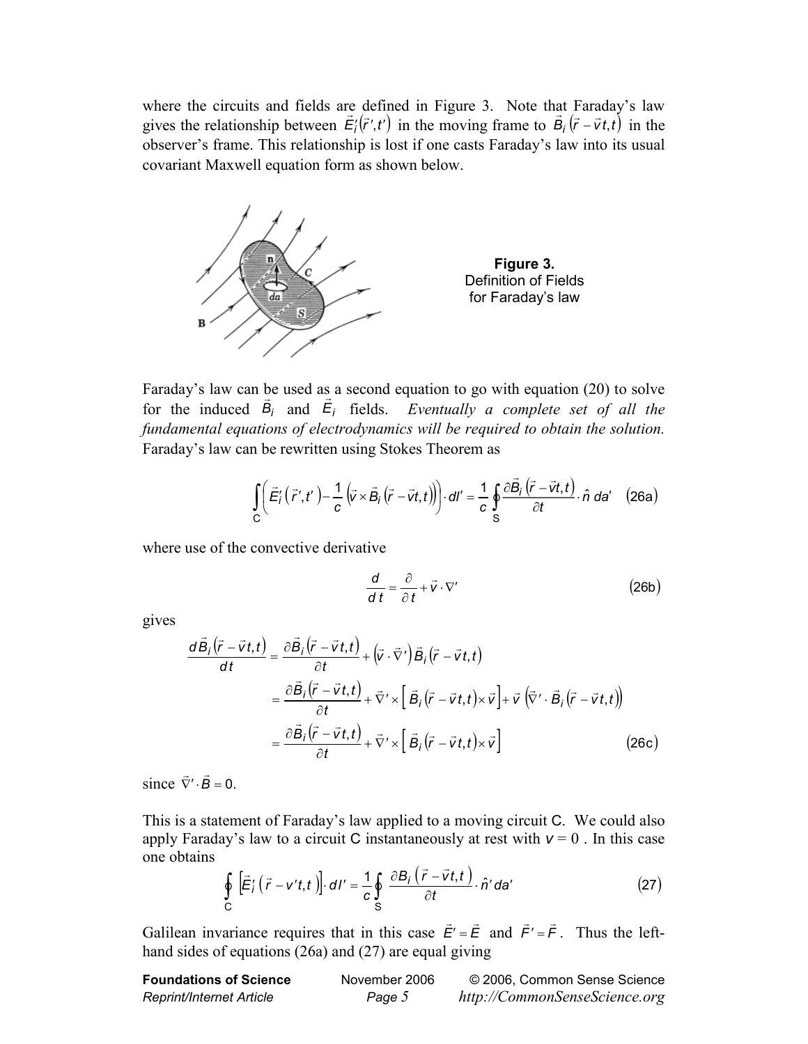where the circuits and fields are defined in Figure 3. Note that Faraday's law gives the relationship between $\vec{E}_i'(\vec{r}',t')$ in the moving frame to $\vec{B}_i(\vec{r}-\vec{v}t,t)$ in the observer's frame. This relationship is lost if one casts Faraday's law into its usual covariant Maxwell equation form as shown below.

**Figure 3.** Definition of Fields for Faraday's law

Faraday's law can be used as a second equation to go with equation (20) to solve for the induced $\vec{B}_i$ and $\vec{E}_i$ fields. *Eventually a complete set of all the fundamental equations of electrodynamics will be required to obtain the solution.* Faraday's law can be rewritten using Stokes Theorem as

$$\int_C \left( \vec{E}_i'(\vec{r}',t') - \frac{1}{c}\left(\vec{v}\times\vec{B}_i(\vec{r}-\vec{v}t,t)\right)\right)\cdot dl' = \frac{1}{c}\oint_S \frac{\partial \vec{B}_i(\vec{r}-\vec{v}t,t)}{\partial t}\cdot\hat{n}\,da' \qquad (26a)$$

where use of the convective derivative

$$\frac{d}{dt} = \frac{\partial}{\partial t} + \vec{v}\cdot\nabla' \qquad (26b)$$

gives

$$\begin{aligned}
\frac{d\vec{B}_i(\vec{r}-\vec{v}t,t)}{dt} &= \frac{\partial \vec{B}_i(\vec{r}-\vec{v}t,t)}{\partial t} + \left(\vec{v}\cdot\vec{\nabla}'\right)\vec{B}_i(\vec{r}-\vec{v}t,t) \\
&= \frac{\partial \vec{B}_i(\vec{r}-\vec{v}t,t)}{\partial t} + \vec{\nabla}'\times\left[\vec{B}_i(\vec{r}-\vec{v}t,t)\times\vec{v}\right] + \vec{v}\left(\vec{\nabla}'\cdot\vec{B}_i(\vec{r}-\vec{v}t,t)\right) \\
&= \frac{\partial \vec{B}_i(\vec{r}-\vec{v}t,t)}{\partial t} + \vec{\nabla}'\times\left[\vec{B}_i(\vec{r}-\vec{v}t,t)\times\vec{v}\right] \qquad (26c)
\end{aligned}$$

since $\vec{\nabla}'\cdot\vec{B} = 0$.

This is a statement of Faraday's law applied to a moving circuit C. We could also apply Faraday's law to a circuit C instantaneously at rest with $v = 0$. In this case one obtains

$$\oint_C \left[\vec{E}_i'(\vec{r}-v't,t)\right]\cdot dl' = \frac{1}{c}\oint_S \frac{\partial B_i(\vec{r}-\vec{v}t,t)}{\partial t}\cdot\hat{n}'\,da' \qquad (27)$$

Galilean invariance requires that in this case $\vec{E}' = \vec{E}$ and $\vec{F}' = \vec{F}$. Thus the left-hand sides of equations (26a) and (27) are equal giving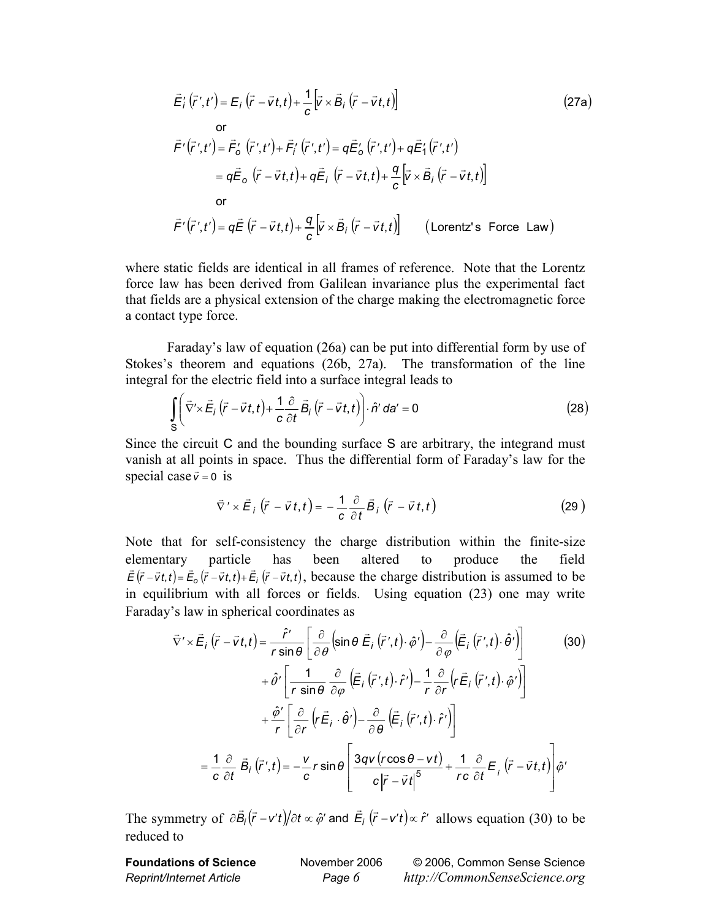$$\vec{E}_i'\left(\vec{r}\,',t'\right) = E_i\left(\vec{r}-\vec{v}t,t\right) + \frac{1}{c}\left[\vec{v}\times\vec{B}_i\left(\vec{r}-\vec{v}t,t\right)\right] \tag{27a}$$

or

$$\vec{F}'\left(\vec{r}\,',t'\right) = \vec{F}_o'\left(\vec{r}\,',t'\right) + \vec{F}_i'\left(\vec{r}\,',t'\right) = q\vec{E}_o'\left(\vec{r}\,',t'\right) + q\vec{E}_1'\left(\vec{r}\,',t'\right)$$

$$= q\vec{E}_o\left(\vec{r}-\vec{v}t,t\right) + q\vec{E}_i\left(\vec{r}-\vec{v}t,t\right) + \frac{q}{c}\left[\vec{v}\times\vec{B}_i\left(\vec{r}-\vec{v}t,t\right)\right]$$

or

$$\vec{F}'\left(\vec{r}\,',t'\right) = q\vec{E}\left(\vec{r}-\vec{v}t,t\right) + \frac{q}{c}\left[\vec{v}\times\vec{B}_i\left(\vec{r}-\vec{v}t,t\right)\right] \qquad \left(\text{Lorentz's Force Law}\right)$$

where static fields are identical in all frames of reference. Note that the Lorentz force law has been derived from Galilean invariance plus the experimental fact that fields are a physical extension of the charge making the electromagnetic force a contact type force.

Faraday's law of equation (26a) can be put into differential form by use of Stokes's theorem and equations (26b, 27a). The transformation of the line integral for the electric field into a surface integral leads to

$$\int_S \left(\vec{\nabla}'\times\vec{E}_i\left(\vec{r}-\vec{v}t,t\right) + \frac{1}{c}\frac{\partial}{\partial t}\vec{B}_i\left(\vec{r}-\vec{v}t,t\right)\right)\cdot\hat{n}'\,da' = 0 \tag{28}$$

Since the circuit C and the bounding surface S are arbitrary, the integrand must vanish at all points in space. Thus the differential form of Faraday's law for the special case $v = 0$ is

$$\vec{\nabla}'\times\vec{E}_i\left(\vec{r}-\vec{v}t,t\right) = -\frac{1}{c}\frac{\partial}{\partial t}\vec{B}_i\left(\vec{r}-\vec{v}t,t\right) \tag{29}$$

Note that for self-consistency the charge distribution within the finite-size elementary particle has been altered to produce the field $\vec{E}\left(\vec{r}-\vec{v}t,t\right) = \vec{E}_o\left(\vec{r}-\vec{v}t,t\right) + \vec{E}_i\left(\vec{r}-\vec{v}t,t\right)$, because the charge distribution is assumed to be in equilibrium with all forces or fields. Using equation (23) one may write Faraday's law in spherical coordinates as

$$\begin{aligned}
\vec{\nabla}'\times\vec{E}_i\left(\vec{r}-\vec{v}t,t\right) &= \frac{\hat{r}'}{r\sin\theta}\left[\frac{\partial}{\partial\theta}\left(\sin\theta\,\vec{E}_i\left(\vec{r}\,',t\right)\cdot\hat{\varphi}'\right) - \frac{\partial}{\partial\varphi}\left(\vec{E}_i\left(\vec{r}\,',t\right)\cdot\hat{\theta}'\right)\right] \\
&+ \hat{\theta}'\left[\frac{1}{r\sin\theta}\frac{\partial}{\partial\varphi}\left(\vec{E}_i\left(\vec{r}\,',t\right)\cdot\hat{r}'\right) - \frac{1}{r}\frac{\partial}{\partial r}\left(r\vec{E}_i\left(\vec{r}\,',t\right)\cdot\hat{\varphi}'\right)\right] \\
&+ \frac{\hat{\varphi}'}{r}\left[\frac{\partial}{\partial r}\left(r\vec{E}_i\cdot\hat{\theta}'\right) - \frac{\partial}{\partial\theta}\left(\vec{E}_i\left(\vec{r}\,',t\right)\cdot\hat{r}'\right)\right] \\
&= \frac{1}{c}\frac{\partial}{\partial t}\vec{B}_i\left(\vec{r}\,',t\right) = -\frac{v}{c}r\sin\theta\left[\frac{3qv\left(r\cos\theta - vt\right)}{c\left|\vec{r}-\vec{v}t\right|^5} + \frac{1}{rc}\frac{\partial}{\partial t}E_i\left(\vec{r}-\vec{v}t,t\right)\right]\hat{\varphi}'
\end{aligned} \tag{30}$$

The symmetry of $\partial\vec{B}_i\left(\vec{r}-v't\right)/\partial t \propto \hat{\varphi}'$ and $\vec{E}_i\left(\vec{r}-v't\right) \propto \hat{r}'$ allows equation (30) to be reduced to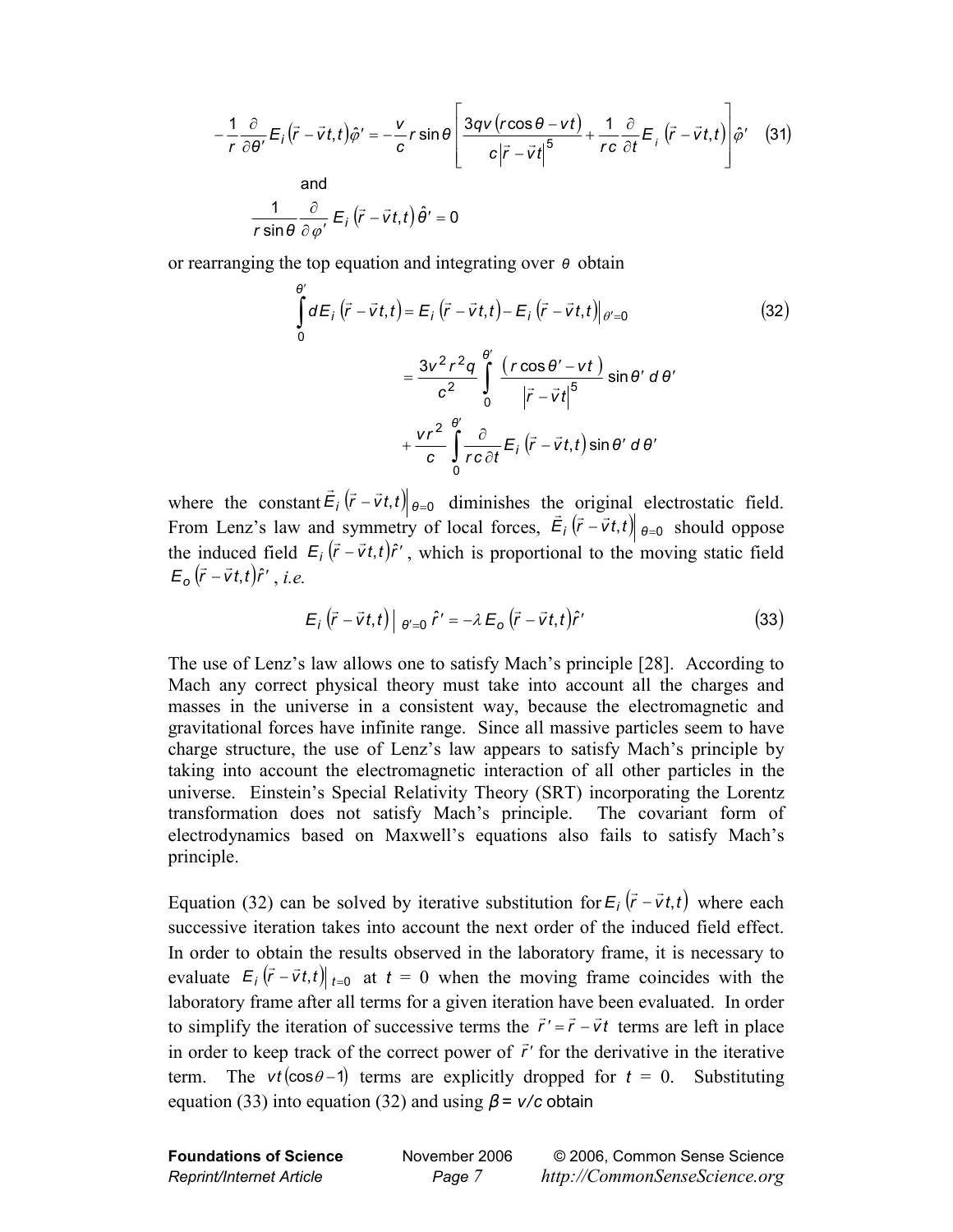$$-\frac{1}{r}\frac{\partial}{\partial\theta'}E_i\left(\vec{r}-\vec{v}t,t\right)\hat{\varphi}' = -\frac{v}{c}r\sin\theta\left[\frac{3qv\left(r\cos\theta - vt\right)}{c\left|\vec{r}-\vec{v}t\right|^5} + \frac{1}{rc}\frac{\partial}{\partial t}E_i\left(\vec{r}-\vec{v}t,t\right)\right]\hat{\varphi}' \quad (31)$$

and

$$\frac{1}{r\sin\theta}\frac{\partial}{\partial\varphi'}E_i\left(\vec{r}-\vec{v}t,t\right)\hat{\theta}' = 0$$

or rearranging the top equation and integrating over $\theta$ obtain

$$\int_0^{\theta'} dE_i\left(\vec{r}-\vec{v}t,t\right) = E_i\left(\vec{r}-\vec{v}t,t\right) - E_i\left(\vec{r}-\vec{v}t,t\right)\Big|_{\theta'=0} \quad (32)$$

$$= \frac{3v^2r^2q}{c^2}\int_0^{\theta'}\frac{\left(r\cos\theta' - vt\right)}{\left|\vec{r}-\vec{v}t\right|^5}\sin\theta'\,d\theta'$$

$$+ \frac{vr^2}{c}\int_0^{\theta'}\frac{\partial}{rc\,\partial t}E_i\left(\vec{r}-\vec{v}t,t\right)\sin\theta'\,d\theta'$$

where the constant $\vec{E}_i\left(\vec{r}-\vec{v}t,t\right)\Big|_{\theta=0}$ diminishes the original electrostatic field. From Lenz's law and symmetry of local forces, $\vec{E}_i\left(\vec{r}-\vec{v}t,t\right)\Big|_{\theta=0}$ should oppose the induced field $E_i\left(\vec{r}-\vec{v}t,t\right)\hat{r}'$, which is proportional to the moving static field $E_o\left(\vec{r}-\vec{v}t,t\right)\hat{r}'$, *i.e.*

$$E_i\left(\vec{r}-\vec{v}t,t\right)\Big|_{\theta'=0}\hat{r}' = -\lambda E_o\left(\vec{r}-\vec{v}t,t\right)\hat{r}' \quad (33)$$

The use of Lenz's law allows one to satisfy Mach's principle [28]. According to Mach any correct physical theory must take into account all the charges and masses in the universe in a consistent way, because the electromagnetic and gravitational forces have infinite range. Since all massive particles seem to have charge structure, the use of Lenz's law appears to satisfy Mach's principle by taking into account the electromagnetic interaction of all other particles in the universe. Einstein's Special Relativity Theory (SRT) incorporating the Lorentz transformation does not satisfy Mach's principle. The covariant form of electrodynamics based on Maxwell's equations also fails to satisfy Mach's principle.

Equation (32) can be solved by iterative substitution for $E_i\left(\vec{r}-\vec{v}t\right)$ where each successive iteration takes into account the next order of the induced field effect. In order to obtain the results observed in the laboratory frame, it is necessary to evaluate $E_i\left(\vec{r}-\vec{v}t,t\right)\Big|_{t=0}$ at $t = 0$ when the moving frame coincides with the laboratory frame after all terms for a given iteration have been evaluated. In order to simplify the iteration of successive terms the $\vec{r}' = \vec{r} - \vec{v}t$ terms are left in place in order to keep track of the correct power of $\vec{r}'$ for the derivative in the iterative term. The $vt(\cos\theta - 1)$ terms are explicitly dropped for $t = 0$. Substituting equation (33) into equation (32) and using $\beta = v/c$ obtain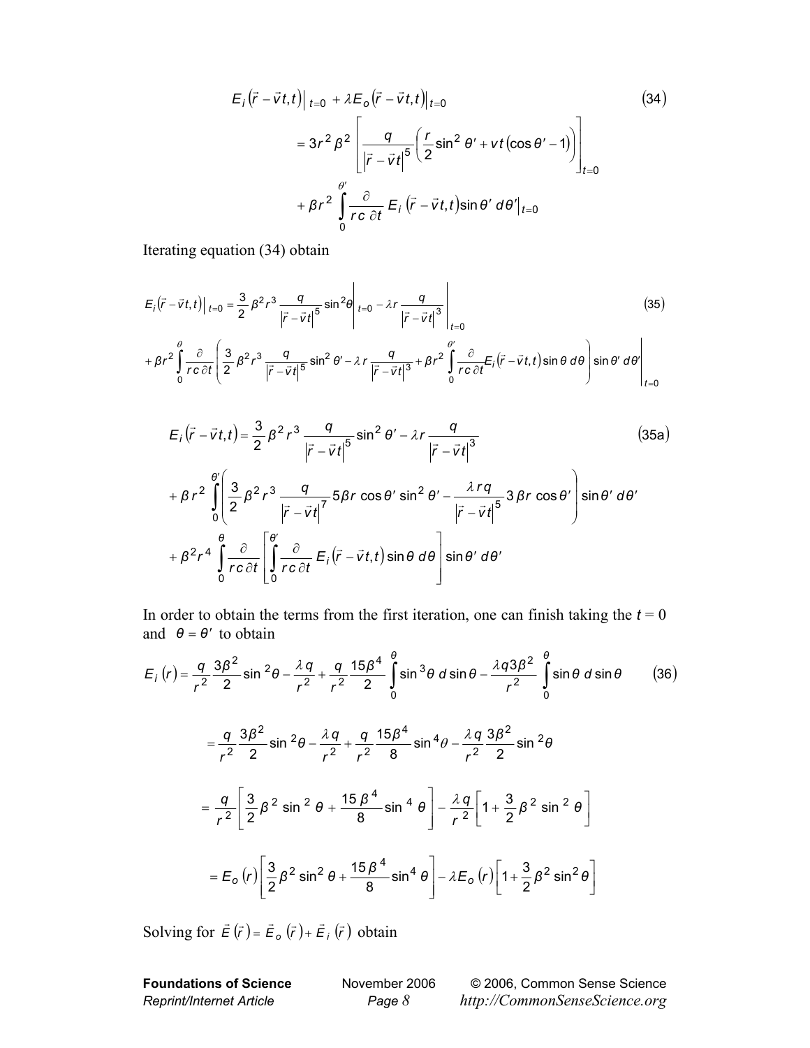$$E_i\left(\vec{r}-\vec{v}t,t\right)\Big|_{t=0} + \lambda E_o\left(\vec{r}-\vec{v}t,t\right)\Big|_{t=0} \tag{34}$$

$$= 3r^2\beta^2\left[\frac{q}{\left|\vec{r}-\vec{v}t\right|^5}\left(\frac{r}{2}\sin^2\theta' + vt\left(\cos\theta'-1\right)\right)\right]_{t=0}$$

$$+ \beta r^2\int_0^{\theta'}\frac{\partial}{rc\,\partial t}E_i\left(\vec{r}-\vec{v}t,t\right)\sin\theta'\,d\theta'\Big|_{t=0}$$

Iterating equation (34) obtain

$$E_i\left(\vec{r}-\vec{v}t,t\right)\Big|_{t=0} = \frac{3}{2}\beta^2 r^3\frac{q}{\left|\vec{r}-\vec{v}t\right|^5}\sin^2\theta\Bigg|_{t=0} - \lambda r\frac{q}{\left|\vec{r}-\vec{v}t\right|^3}\Bigg|_{t=0} \tag{35}$$

$$+\beta r^2\int_0^{\theta}\frac{\partial}{rc\,\partial t}\left(\frac{3}{2}\beta^2 r^3\frac{q}{\left|\vec{r}-\vec{v}t\right|^5}\sin^2\theta' - \lambda r\frac{q}{\left|\vec{r}-\vec{v}t\right|^3} + \beta r^2\int_0^{\theta'}\frac{\partial}{rc\,\partial t}E_i\left(\vec{r}-\vec{v}t,t\right)\sin\theta\,d\theta\right)\sin\theta'\,d\theta'\Bigg|_{t=0}$$

$$E_i\left(\vec{r}-\vec{v}t,t\right) = \frac{3}{2}\beta^2 r^3\frac{q}{\left|\vec{r}-\vec{v}t\right|^5}\sin^2\theta' - \lambda r\frac{q}{\left|\vec{r}-\vec{v}t\right|^3} \tag{35a}$$

$$+\beta r^2\int_0^{\theta'}\left(\frac{3}{2}\beta^2 r^3\frac{q}{\left|\vec{r}-\vec{v}t\right|^7}5\beta r\cos\theta'\sin^2\theta' - \frac{\lambda rq}{\left|\vec{r}-\vec{v}t\right|^5}3\beta r\cos\theta'\right)\sin\theta'\,d\theta'$$

$$+\beta^2 r^4\int_0^{\theta}\frac{\partial}{rc\,\partial t}\left[\int_0^{\theta'}\frac{\partial}{rc\,\partial t}E_i\left(\vec{r}-\vec{v}t,t\right)\sin\theta\,d\theta\right]\sin\theta'\,d\theta'$$

In order to obtain the terms from the first iteration, one can finish taking the $t = 0$ and $\theta = \theta'$ to obtain

$$E_i\left(r\right) = \frac{q}{r^2}\frac{3\beta^2}{2}\sin^2\theta - \frac{\lambda q}{r^2} + \frac{q}{r^2}\frac{15\beta^4}{2}\int_0^{\theta}\sin^3\theta\,d\sin\theta - \frac{\lambda q 3\beta^2}{r^2}\int_0^{\theta}\sin\theta\,d\sin\theta \tag{36}$$

$$= \frac{q}{r^2}\frac{3\beta^2}{2}\sin^2\theta - \frac{\lambda q}{r^2} + \frac{q}{r^2}\frac{15\beta^4}{8}\sin^4\theta - \frac{\lambda q}{r^2}\frac{3\beta^2}{2}\sin^2\theta$$

$$= \frac{q}{r^2}\left[\frac{3}{2}\beta^2\sin^2\theta + \frac{15\beta^4}{8}\sin^4\theta\right] - \frac{\lambda q}{r^2}\left[1+\frac{3}{2}\beta^2\sin^2\theta\right]$$

$$= E_o\left(r\right)\left[\frac{3}{2}\beta^2\sin^2\theta + \frac{15\beta^4}{8}\sin^4\theta\right] - \lambda E_o\left(r\right)\left[1+\frac{3}{2}\beta^2\sin^2\theta\right]$$

Solving for $\vec{E}\left(\vec{r}\right) = \vec{E}_o\left(\vec{r}\right) + \vec{E}_i\left(\vec{r}\right)$ obtain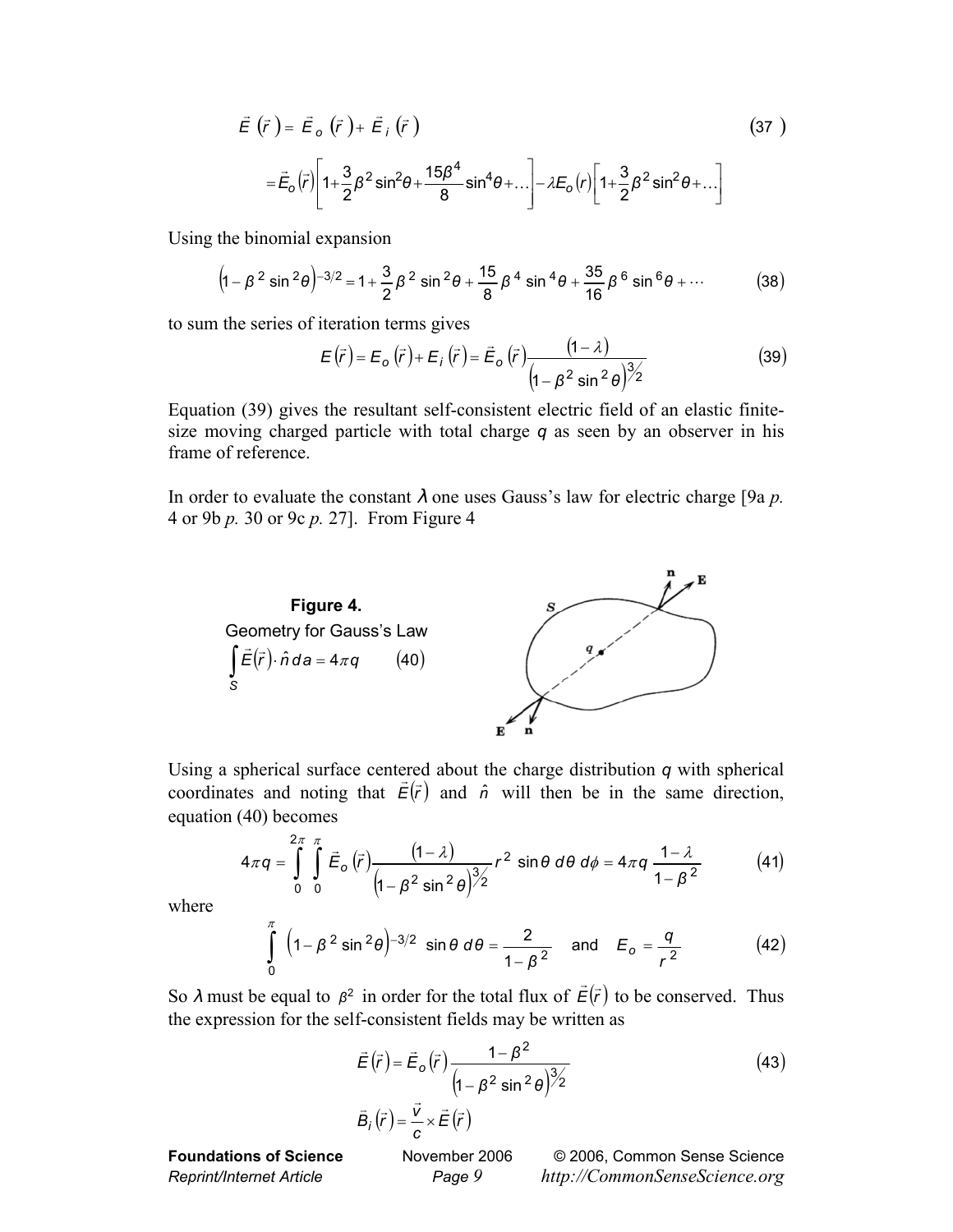$$\vec{E}\left(\vec{r}\right) = \vec{E}_o\left(\vec{r}\right) + \vec{E}_i\left(\vec{r}\right) \tag{37}$$

$$= \vec{E}_o\left(\vec{r}\right)\left[1 + \frac{3}{2}\beta^2 \sin^2\theta + \frac{15\beta^4}{8}\sin^4\theta + \ldots\right] - \lambda E_o\left(r\right)\left[1 + \frac{3}{2}\beta^2 \sin^2\theta + \ldots\right]$$

Using the binomial expansion

$$\left(1 - \beta^2 \sin^2\theta\right)^{-3/2} = 1 + \frac{3}{2}\beta^2 \sin^2\theta + \frac{15}{8}\beta^4 \sin^4\theta + \frac{35}{16}\beta^6 \sin^6\theta + \cdots \tag{38}$$

to sum the series of iteration terms gives

$$E\left(\vec{r}\right) = E_o\left(\vec{r}\right) + E_i\left(\vec{r}\right) = \vec{E}_o\left(\vec{r}\right)\frac{\left(1 - \lambda\right)}{\left(1 - \beta^2 \sin^2\theta\right)^{3/2}} \tag{39}$$

Equation (39) gives the resultant self-consistent electric field of an elastic finite-size moving charged particle with total charge $q$ as seen by an observer in his frame of reference.

In order to evaluate the constant $\lambda$ one uses Gauss's law for electric charge [9a *p.* 4 or 9b *p.* 30 or 9c *p.* 27]. From Figure 4

**Figure 4.**
Geometry for Gauss's Law

$$\int_S \vec{E}\left(\vec{r}\right) \cdot \hat{n}\, da = 4\pi q \tag{40}$$

Using a spherical surface centered about the charge distribution $q$ with spherical coordinates and noting that $\vec{E}\left(\vec{r}\right)$ and $\hat{n}$ will then be in the same direction, equation (40) becomes

$$4\pi q = \int_0^{2\pi}\int_0^{\pi} \vec{E}_o\left(\vec{r}\right)\frac{\left(1 - \lambda\right)}{\left(1 - \beta^2 \sin^2\theta\right)^{3/2}} r^2 \sin\theta\, d\theta\, d\phi = 4\pi q\, \frac{1 - \lambda}{1 - \beta^2} \tag{41}$$

where

$$\int_0^{\pi} \left(1 - \beta^2 \sin^2\theta\right)^{-3/2} \sin\theta\, d\theta = \frac{2}{1 - \beta^2} \quad \text{and} \quad E_o = \frac{q}{r^2} \tag{42}$$

So $\lambda$ must be equal to $\beta^2$ in order for the total flux of $\vec{E}\left(\vec{r}\right)$ to be conserved. Thus the expression for the self-consistent fields may be written as

$$\vec{E}\left(\vec{r}\right) = \vec{E}_o\left(\vec{r}\right)\frac{1 - \beta^2}{\left(1 - \beta^2 \sin^2\theta\right)^{3/2}} \tag{43}$$

$$\vec{B}_i\left(\vec{r}\right) = \frac{\vec{v}}{c} \times \vec{E}\left(\vec{r}\right)$$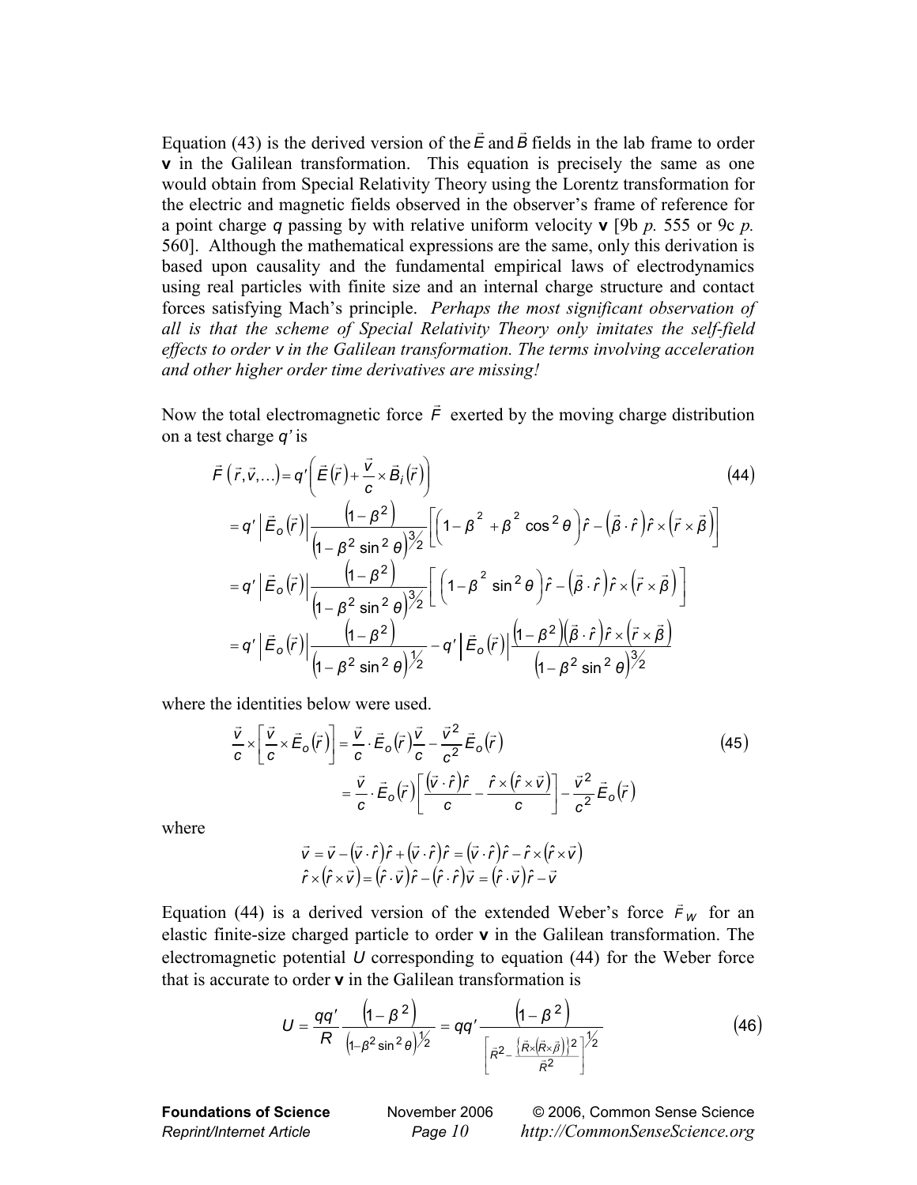Equation (43) is the derived version of the $\vec{E}$ and $\vec{B}$ fields in the lab frame to order **v** in the Galilean transformation. This equation is precisely the same as one would obtain from Special Relativity Theory using the Lorentz transformation for the electric and magnetic fields observed in the observer's frame of reference for a point charge *q* passing by with relative uniform velocity **v** [9b *p.* 555 or 9c *p.* 560]. Although the mathematical expressions are the same, only this derivation is based upon causality and the fundamental empirical laws of electrodynamics using real particles with finite size and an internal charge structure and contact forces satisfying Mach's principle. *Perhaps the most significant observation of all is that the scheme of Special Relativity Theory only imitates the self-field effects to order v in the Galilean transformation. The terms involving acceleration and other higher order time derivatives are missing!*

Now the total electromagnetic force $\vec{F}$ exerted by the moving charge distribution on a test charge *q'* is

$$
\begin{aligned}
\vec{F}\left(\vec{r},\vec{v},\ldots\right) &= q'\left(\vec{E}\left(\vec{r}\right)+\frac{\vec{v}}{c}\times\vec{B}_i\left(\vec{r}\right)\right) \qquad (44)\\
&= q'\left|\vec{E}_o\left(\vec{r}\right)\right|\frac{\left(1-\beta^2\right)}{\left(1-\beta^2\sin^2\theta\right)^{3/2}}\left[\left(1-\beta^2+\beta^2\cos^2\theta\right)\hat{r}-\left(\vec{\beta}\cdot\hat{r}\right)\hat{r}\times\left(\vec{r}\times\vec{\beta}\right)\right]\\
&= q'\left|\vec{E}_o\left(\vec{r}\right)\right|\frac{\left(1-\beta^2\right)}{\left(1-\beta^2\sin^2\theta\right)^{3/2}}\left[\left(1-\beta^2\sin^2\theta\right)\hat{r}-\left(\vec{\beta}\cdot\hat{r}\right)\hat{r}\times\left(\vec{r}\times\vec{\beta}\right)\right]\\
&= q'\left|\vec{E}_o\left(\vec{r}\right)\right|\frac{\left(1-\beta^2\right)}{\left(1-\beta^2\sin^2\theta\right)^{1/2}}-q'\left|\vec{E}_o\left(\vec{r}\right)\right|\frac{\left(1-\beta^2\right)\left(\vec{\beta}\cdot\hat{r}\right)\hat{r}\times\left(\vec{r}\times\vec{\beta}\right)}{\left(1-\beta^2\sin^2\theta\right)^{3/2}}
\end{aligned}
$$

where the identities below were used.

$$
\begin{aligned}
\frac{\vec{v}}{c}\times\left[\frac{\vec{v}}{c}\times\vec{E}_o\left(\vec{r}\right)\right] &= \frac{\vec{v}}{c}\cdot\vec{E}_o\left(\vec{r}\right)\frac{\vec{v}}{c}-\frac{\vec{v}^2}{c^2}\vec{E}_o\left(\vec{r}\right) \qquad (45)\\
&= \frac{\vec{v}}{c}\cdot\vec{E}_o\left(\vec{r}\right)\left[\frac{\left(\vec{v}\cdot\hat{r}\right)\hat{r}}{c}-\frac{\hat{r}\times\left(\hat{r}\times\vec{v}\right)}{c}\right]-\frac{\vec{v}^2}{c^2}\vec{E}_o\left(\vec{r}\right)
\end{aligned}
$$

where

$$
\begin{aligned}
\vec{v} &= \vec{v}-\left(\vec{v}\cdot\hat{r}\right)\hat{r}+\left(\vec{v}\cdot\hat{r}\right)\hat{r}=\left(\vec{v}\cdot\hat{r}\right)\hat{r}-\hat{r}\times\left(\hat{r}\times\vec{v}\right)\\
\hat{r}\times\left(\hat{r}\times\vec{v}\right) &= \left(\hat{r}\cdot\vec{v}\right)\hat{r}-\left(\hat{r}\cdot\hat{r}\right)\vec{v}=\left(\hat{r}\cdot\vec{v}\right)\hat{r}-\vec{v}
\end{aligned}
$$

Equation (44) is a derived version of the extended Weber's force $\vec{F}_W$ for an elastic finite-size charged particle to order **v** in the Galilean transformation. The electromagnetic potential *U* corresponding to equation (44) for the Weber force that is accurate to order **v** in the Galilean transformation is

$$
U=\frac{qq'}{R}\frac{\left(1-\beta^2\right)}{\left(1-\beta^2\sin^2\theta\right)^{1/2}}=qq'\frac{\left(1-\beta^2\right)}{\left[\vec{R}^2-\frac{\left\{\vec{R}\times\left(\vec{R}\times\vec{\beta}\right)\right\}^2}{\vec{R}^2}\right]^{1/2}} \qquad (46)
$$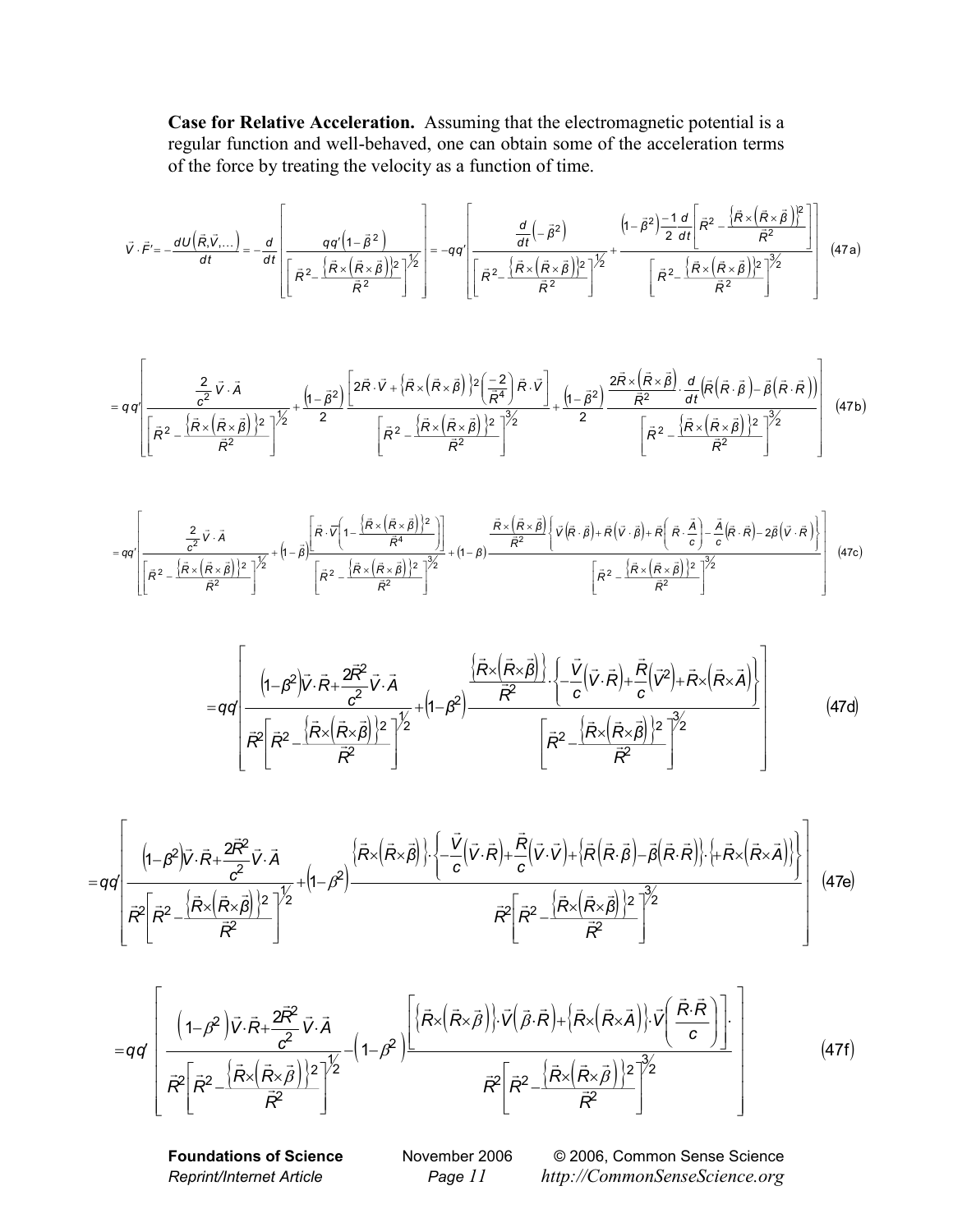**Case for Relative Acceleration.** Assuming that the electromagnetic potential is a regular function and well-behaved, one can obtain some of the acceleration terms of the force by treating the velocity as a function of time.

$$\vec{V}\cdot\vec{F}' = -\frac{dU\left(\vec{R},\vec{V},\ldots\right)}{dt} = -\frac{d}{dt}\left[\frac{qq'\left(1-\vec{\beta}^2\right)}{\left[\vec{R}^2 - \frac{\left\{\vec{R}\times\left(\vec{R}\times\vec{\beta}\right)\right\}^2}{\vec{R}^2}\right]^{1/2}}\right] = -qq'\left[\frac{\frac{d}{dt}\left(-\vec{\beta}^2\right)}{\left[\vec{R}^2 - \frac{\left\{\vec{R}\times\left(\vec{R}\times\vec{\beta}\right)\right\}^2}{\vec{R}^2}\right]^{1/2}} + \frac{\left(1-\vec{\beta}^2\right)\frac{-1}{2}\frac{d}{dt}\left[\vec{R}^2 - \frac{\left\{\vec{R}\times\left(\vec{R}\times\vec{\beta}\right)\right\}^2}{\vec{R}^2}\right]}{\left[\vec{R}^2 - \frac{\left\{\vec{R}\times\left(\vec{R}\times\vec{\beta}\right)\right\}^2}{\vec{R}^2}\right]^{3/2}}\right] \quad (47a)$$

$$= qq'\left[\frac{\frac{2}{c^2}\vec{V}\cdot\vec{A}}{\left[\vec{R}^2 - \frac{\left\{\vec{R}\times\left(\vec{R}\times\vec{\beta}\right)\right\}^2}{\vec{R}^2}\right]^{1/2}} + \frac{\left(1-\vec{\beta}^2\right)}{2}\frac{\left[2\vec{R}\cdot\vec{V} + \left\{\vec{R}\times\left(\vec{R}\times\vec{\beta}\right)\right\}^2\left(\frac{-2}{\vec{R}^4}\right)\vec{R}\cdot\vec{V}\right]}{\left[\vec{R}^2 - \frac{\left\{\vec{R}\times\left(\vec{R}\times\vec{\beta}\right)\right\}^2}{\vec{R}^2}\right]^{3/2}} + \frac{\left(1-\vec{\beta}^2\right)}{2}\frac{\frac{2\vec{R}\times\left(\vec{R}\times\vec{\beta}\right)}{\vec{R}^2}\cdot\frac{d}{dt}\left(\vec{R}\left(\vec{R}\cdot\vec{\beta}\right) - \vec{\beta}\left(\vec{R}\cdot\vec{R}\right)\right)}{\left[\vec{R}^2 - \frac{\left\{\vec{R}\times\left(\vec{R}\times\vec{\beta}\right)\right\}^2}{\vec{R}^2}\right]^{3/2}}\right] \quad (47b)$$

$$= qq'\left[\frac{\frac{2}{c^2}\vec{V}\cdot\vec{A}}{\left[\vec{R}^2 - \frac{\left\{\vec{R}\times\left(\vec{R}\times\vec{\beta}\right)\right\}^2}{\vec{R}^2}\right]^{1/2}} + \left(1-\vec{\beta}\right)\frac{\left[\vec{R}\cdot\vec{V}\left(1 - \frac{\left\{\vec{R}\times\left(\vec{R}\times\vec{\beta}\right)\right\}^2}{\vec{R}^4}\right)\right]}{\left[\vec{R}^2 - \frac{\left\{\vec{R}\times\left(\vec{R}\times\vec{\beta}\right)\right\}^2}{\vec{R}^2}\right]^{3/2}} + \left(1-\beta\right)\frac{\frac{\vec{R}\times\left(\vec{R}\times\vec{\beta}\right)}{\vec{R}^2}\left\{\vec{V}\left(\vec{R}\cdot\vec{\beta}\right) + \vec{R}\left(\vec{V}\cdot\vec{\beta}\right) + \vec{R}\left(\vec{R}\cdot\frac{\vec{A}}{c}\right) - \frac{\vec{A}}{c}\left(\vec{R}\cdot\vec{R}\right) - 2\vec{\beta}\left(\vec{V}\cdot\vec{R}\right)\right\}}{\left[\vec{R}^2 - \frac{\left\{\vec{R}\times\left(\vec{R}\times\vec{\beta}\right)\right\}^2}{\vec{R}^2}\right]^{3/2}}\right] \quad (47c)$$

$$= qq'\left[\frac{\left(1-\beta^2\right)\vec{V}\cdot\vec{R} + \frac{2\vec{R}^2}{c^2}\vec{V}\cdot\vec{A}}{\vec{R}^2\left[\vec{R}^2 - \frac{\left\{\vec{R}\times\left(\vec{R}\times\vec{\beta}\right)\right\}^2}{\vec{R}^2}\right]^{1/2}} + \left(1-\beta^2\right)\frac{\frac{\left\{\vec{R}\times\left(\vec{R}\times\vec{\beta}\right)\right\}}{\vec{R}^2}\cdot\left\{-\frac{\vec{V}}{c}\left(\vec{V}\cdot\vec{R}\right) + \frac{\vec{R}}{c}\left(\vec{V}^2\right) + \vec{R}\times\left(\vec{R}\times\vec{A}\right)\right\}}{\left[\vec{R}^2 - \frac{\left\{\vec{R}\times\left(\vec{R}\times\vec{\beta}\right)\right\}^2}{\vec{R}^2}\right]^{3/2}}\right] \quad (47d)$$

$$= qq'\left[\frac{\left(1-\beta^2\right)\vec{V}\cdot\vec{R} + \frac{2\vec{R}^2}{c^2}\vec{V}\cdot\vec{A}}{\vec{R}^2\left[\vec{R}^2 - \frac{\left\{\vec{R}\times\left(\vec{R}\times\vec{\beta}\right)\right\}^2}{\vec{R}^2}\right]^{1/2}} + \left(1-\beta^2\right)\frac{\left\{\vec{R}\times\left(\vec{R}\times\vec{\beta}\right)\right\}\cdot\left\{-\frac{\vec{V}}{c}\left(\vec{V}\cdot\vec{R}\right) + \frac{\vec{R}}{c}\left(\vec{V}\cdot\vec{V}\right) + \left\{\vec{R}\left(\vec{R}\cdot\vec{\beta}\right) - \vec{\beta}\left(\vec{R}\cdot\vec{R}\right)\right\}\cdot\left\{+\vec{R}\times\left(\vec{R}\times\vec{A}\right)\right\}\right\}}{\vec{R}^2\left[\vec{R}^2 - \frac{\left\{\vec{R}\times\left(\vec{R}\times\vec{\beta}\right)\right\}^2}{\vec{R}^2}\right]^{3/2}}\right] \quad (47e)$$

$$= qq'\left[\frac{\left(1-\beta^2\right)\vec{V}\cdot\vec{R} + \frac{2\vec{R}^2}{c^2}\vec{V}\cdot\vec{A}}{\vec{R}^2\left[\vec{R}^2 - \frac{\left\{\vec{R}\times\left(\vec{R}\times\vec{\beta}\right)\right\}^2}{\vec{R}^2}\right]^{1/2}} - \left(1-\beta^2\right)\frac{\left[\left\{\vec{R}\times\left(\vec{R}\times\vec{\beta}\right)\right\}\cdot\vec{V}\left(\vec{\beta}\cdot\vec{R}\right) + \left\{\vec{R}\times\left(\vec{R}\times\vec{A}\right)\right\}\cdot\vec{V}\left(\frac{\vec{R}\cdot\vec{R}}{c}\right)\right]\cdot}{\vec{R}^2\left[\vec{R}^2 - \frac{\left\{\vec{R}\times\left(\vec{R}\times\vec{\beta}\right)\right\}^2}{\vec{R}^2}\right]^{3/2}}\right] \quad (47f)$$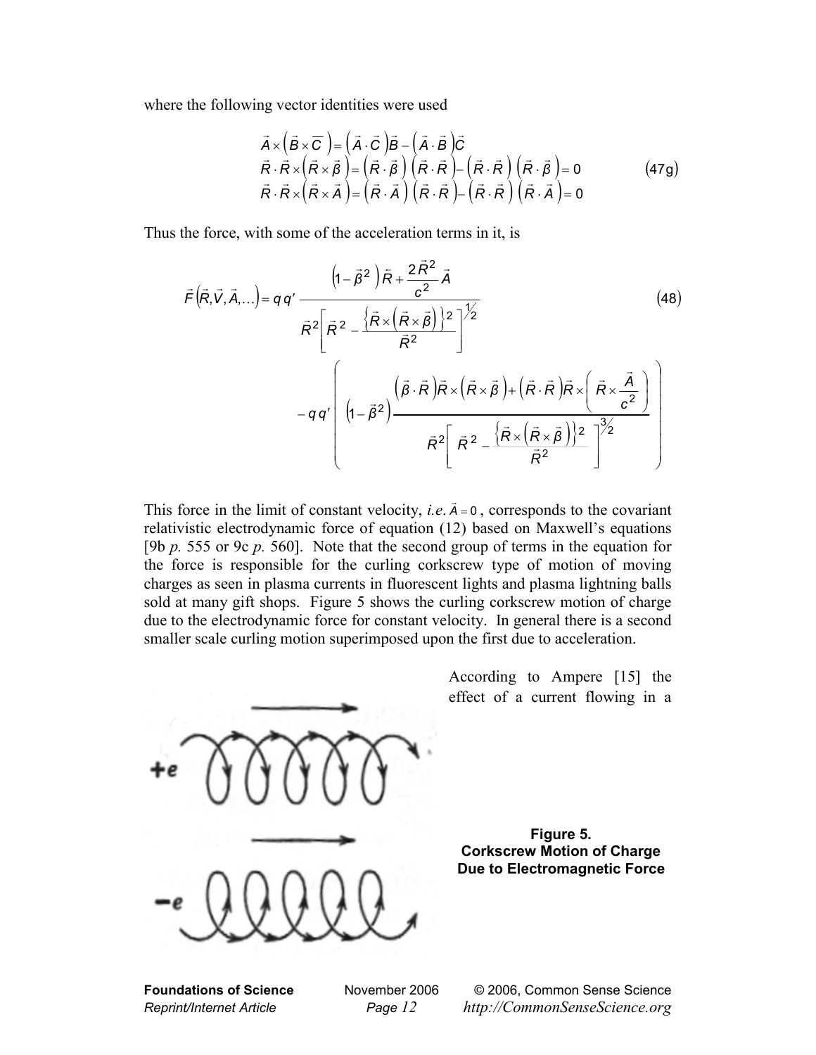where the following vector identities were used

$$
\begin{aligned}
&\vec{A}\times\left(\vec{B}\times\overline{C}\right)=\left(\vec{A}\cdot\vec{C}\right)\vec{B}-\left(\vec{A}\cdot\vec{B}\right)\vec{C}\\
&\vec{R}\cdot\vec{R}\times\left(\vec{R}\times\vec{\beta}\right)=\left(\vec{R}\cdot\vec{\beta}\right)\left(\vec{R}\cdot\vec{R}\right)-\left(\vec{R}\cdot\vec{R}\right)\left(\vec{R}\cdot\vec{\beta}\right)=0\\
&\vec{R}\cdot\vec{R}\times\left(\vec{R}\times\vec{A}\right)=\left(\vec{R}\cdot\vec{A}\right)\left(\vec{R}\cdot\vec{R}\right)-\left(\vec{R}\cdot\vec{R}\right)\left(\vec{R}\cdot\vec{A}\right)=0
\end{aligned}
\tag{47g}
$$

Thus the force, with some of the acceleration terms in it, is

$$
\begin{aligned}
\vec{F}\left(\vec{R},\vec{V},\vec{A},\ldots\right)=q\,q'&\frac{\left(1-\vec{\beta}^{2}\right)\vec{R}+\dfrac{2\vec{R}^{2}}{c^{2}}\vec{A}}{\vec{R}^{2}\left[\vec{R}^{2}-\dfrac{\left\{\vec{R}\times\left(\vec{R}\times\vec{\beta}\right)\right\}^{2}}{\vec{R}^{2}}\right]^{1/2}}\\
&-q\,q'\left(\left(1-\vec{\beta}^{2}\right)\frac{\left(\vec{\beta}\cdot\vec{R}\right)\vec{R}\times\left(\vec{R}\times\vec{\beta}\right)+\left(\vec{R}\cdot\vec{R}\right)\vec{R}\times\left(\vec{R}\times\dfrac{\vec{A}}{c^{2}}\right)}{\vec{R}^{2}\left[\vec{R}^{2}-\dfrac{\left\{\vec{R}\times\left(\vec{R}\times\vec{\beta}\right)\right\}^{2}}{\vec{R}^{2}}\right]^{3/2}}\right)
\end{aligned}
\tag{48}
$$

This force in the limit of constant velocity, *i.e.* $\vec{A}=0$, corresponds to the covariant relativistic electrodynamic force of equation (12) based on Maxwell's equations [9b *p.* 555 or 9c *p.* 560]. Note that the second group of terms in the equation for the force is responsible for the curling corkscrew type of motion of moving charges as seen in plasma currents in fluorescent lights and plasma lightning balls sold at many gift shops. Figure 5 shows the curling corkscrew motion of charge due to the electrodynamic force for constant velocity. In general there is a second smaller scale curling motion superimposed upon the first due to acceleration.

According to Ampere [15] the effect of a current flowing in a

**Figure 5.**
**Corkscrew Motion of Charge Due to Electromagnetic Force**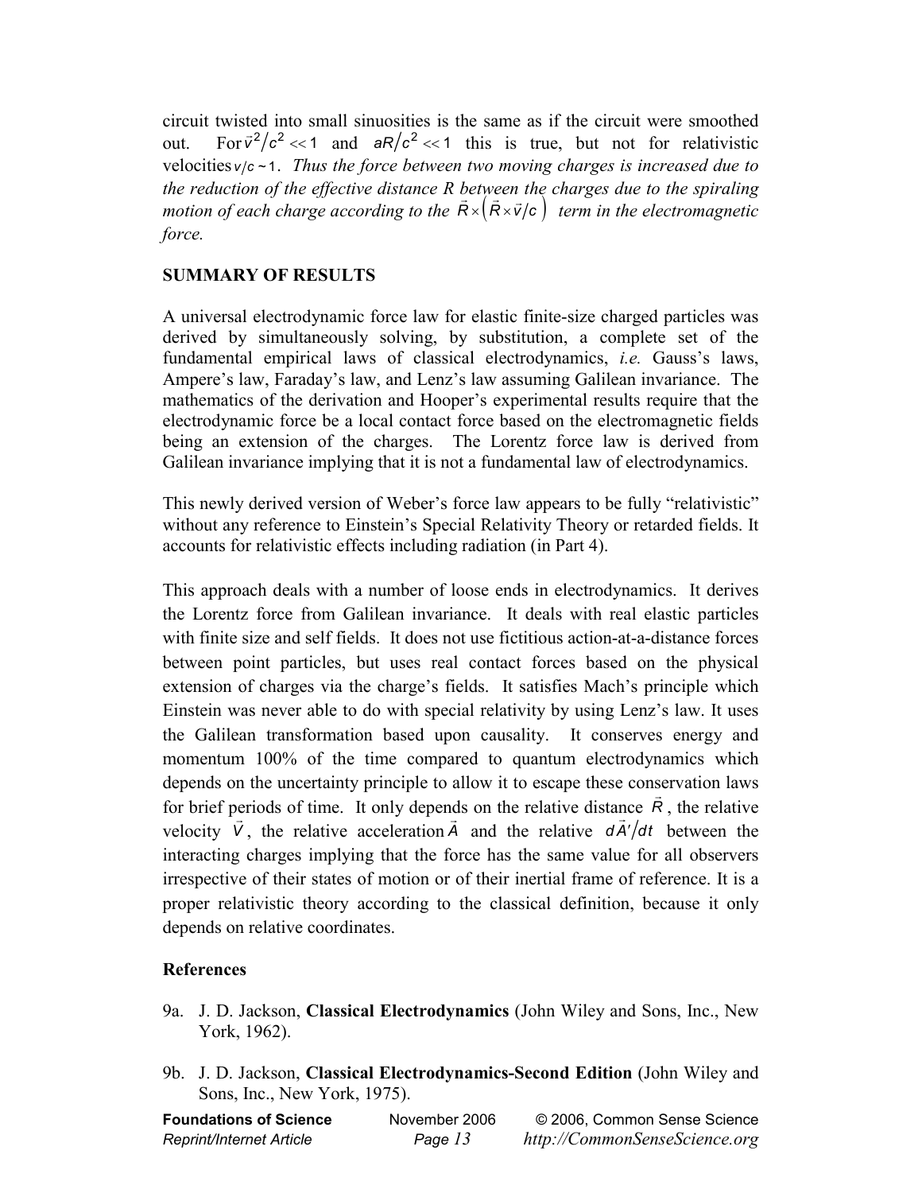circuit twisted into small sinuosities is the same as if the circuit were smoothed out. For $\vec{v}^2/c^2 \ll 1$ and $aR/c^2 \ll 1$ this is true, but not for relativistic velocities $v/c \sim 1$. *Thus the force between two moving charges is increased due to the reduction of the effective distance R between the charges due to the spiraling motion of each charge according to the* $\vec{R} \times \left(\vec{R} \times \vec{v}/c\right)$ *term in the electromagnetic force.*

## SUMMARY OF RESULTS

A universal electrodynamic force law for elastic finite-size charged particles was derived by simultaneously solving, by substitution, a complete set of the fundamental empirical laws of classical electrodynamics, *i.e.* Gauss's laws, Ampere's law, Faraday's law, and Lenz's law assuming Galilean invariance. The mathematics of the derivation and Hooper's experimental results require that the electrodynamic force be a local contact force based on the electromagnetic fields being an extension of the charges. The Lorentz force law is derived from Galilean invariance implying that it is not a fundamental law of electrodynamics.

This newly derived version of Weber's force law appears to be fully "relativistic" without any reference to Einstein's Special Relativity Theory or retarded fields. It accounts for relativistic effects including radiation (in Part 4).

This approach deals with a number of loose ends in electrodynamics. It derives the Lorentz force from Galilean invariance. It deals with real elastic particles with finite size and self fields. It does not use fictitious action-at-a-distance forces between point particles, but uses real contact forces based on the physical extension of charges via the charge's fields. It satisfies Mach's principle which Einstein was never able to do with special relativity by using Lenz's law. It uses the Galilean transformation based upon causality. It conserves energy and momentum 100% of the time compared to quantum electrodynamics which depends on the uncertainty principle to allow it to escape these conservation laws for brief periods of time. It only depends on the relative distance $\vec{R}$, the relative velocity $\vec{V}$, the relative acceleration $\vec{A}$ and the relative $d\vec{A}'/dt$ between the interacting charges implying that the force has the same value for all observers irrespective of their states of motion or of their inertial frame of reference. It is a proper relativistic theory according to the classical definition, because it only depends on relative coordinates.

### References

9a. J. D. Jackson, **Classical Electrodynamics** (John Wiley and Sons, Inc., New York, 1962).

9b. J. D. Jackson, **Classical Electrodynamics-Second Edition** (John Wiley and Sons, Inc., New York, 1975).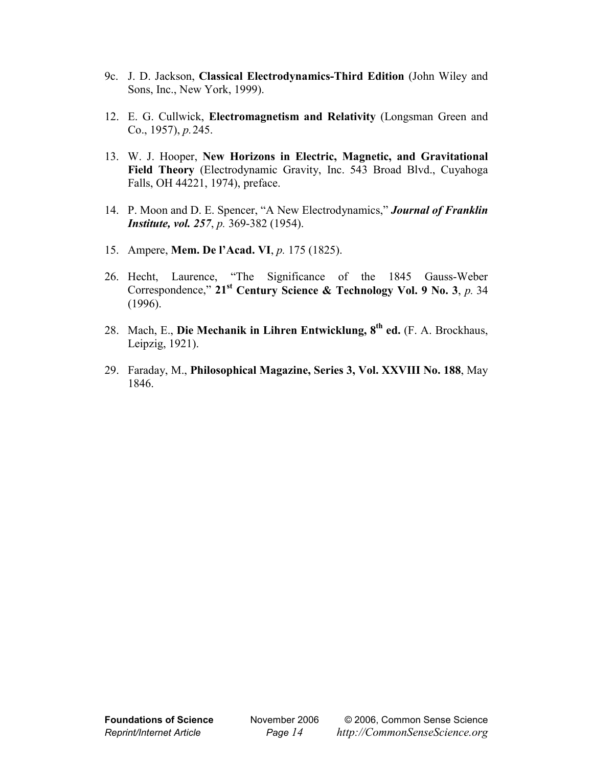9c. J. D. Jackson, **Classical Electrodynamics-Third Edition** (John Wiley and Sons, Inc., New York, 1999).

12. E. G. Cullwick, **Electromagnetism and Relativity** (Longsman Green and Co., 1957), *p.* 245.

13. W. J. Hooper, **New Horizons in Electric, Magnetic, and Gravitational Field Theory** (Electrodynamic Gravity, Inc. 543 Broad Blvd., Cuyahoga Falls, OH 44221, 1974), preface.

14. P. Moon and D. E. Spencer, "A New Electrodynamics," ***Journal of Franklin Institute, vol. 257***, *p.* 369-382 (1954).

15. Ampere, **Mem. De l'Acad. VI**, *p.* 175 (1825).

26. Hecht, Laurence, "The Significance of the 1845 Gauss-Weber Correspondence," **21st Century Science & Technology Vol. 9 No. 3**, *p.* 34 (1996).

28. Mach, E., **Die Mechanik in Lihren Entwicklung, 8th ed.** (F. A. Brockhaus, Leipzig, 1921).

29. Faraday, M., **Philosophical Magazine, Series 3, Vol. XXVIII No. 188**, May 1846.